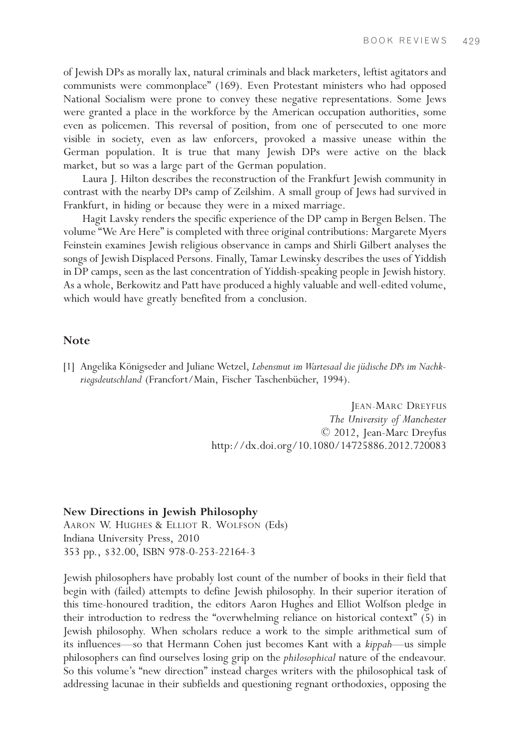of Jewish DPs as morally lax, natural criminals and black marketers, leftist agitators and communists were commonplace" (169). Even Protestant ministers who had opposed National Socialism were prone to convey these negative representations. Some Jews were granted a place in the workforce by the American occupation authorities, some even as policemen. This reversal of position, from one of persecuted to one more visible in society, even as law enforcers, provoked a massive unease within the German population. It is true that many Jewish DPs were active on the black market, but so was a large part of the German population.

Laura J. Hilton describes the reconstruction of the Frankfurt Jewish community in contrast with the nearby DPs camp of Zeilshim. A small group of Jews had survived in Frankfurt, in hiding or because they were in a mixed marriage.

Hagit Lavsky renders the specific experience of the DP camp in Bergen Belsen. The volume "We Are Here" is completed with three original contributions: Margarete Myers Feinstein examines Jewish religious observance in camps and Shirli Gilbert analyses the songs of Jewish Displaced Persons. Finally, Tamar Lewinsky describes the uses of Yiddish in DP camps, seen as the last concentration of Yiddish-speaking people in Jewish history. As a whole, Berkowitz and Patt have produced a highly valuable and well-edited volume, which would have greatly benefited from a conclusion.

## Note

[1] Angelika Königseder and Juliane Wetzel, *Lebensmut im Wartesaal die jüdische DPs im Nachkriegsdeutschland* (Francfort/Main, Fischer Taschenbücher, 1994).

JEAN-MARC DREYFUS
*The University of Manchester*
© 2012, Jean-Marc Dreyfus
http://dx.doi.org/10.1080/14725886.2012.720083

**New Directions in Jewish Philosophy**
AARON W. HUGHES & ELLIOT R. WOLFSON (Eds)
Indiana University Press, 2010
353 pp., $32.00, ISBN 978-0-253-22164-3

Jewish philosophers have probably lost count of the number of books in their field that begin with (failed) attempts to define Jewish philosophy. In their superior iteration of this time-honoured tradition, the editors Aaron Hughes and Elliot Wolfson pledge in their introduction to redress the "overwhelming reliance on historical context" (5) in Jewish philosophy. When scholars reduce a work to the simple arithmetical sum of its influences—so that Hermann Cohen just becomes Kant with a *kippah*—us simple philosophers can find ourselves losing grip on the *philosophical* nature of the endeavour. So this volume's "new direction" instead charges writers with the philosophical task of addressing lacunae in their subfields and questioning regnant orthodoxies, opposing the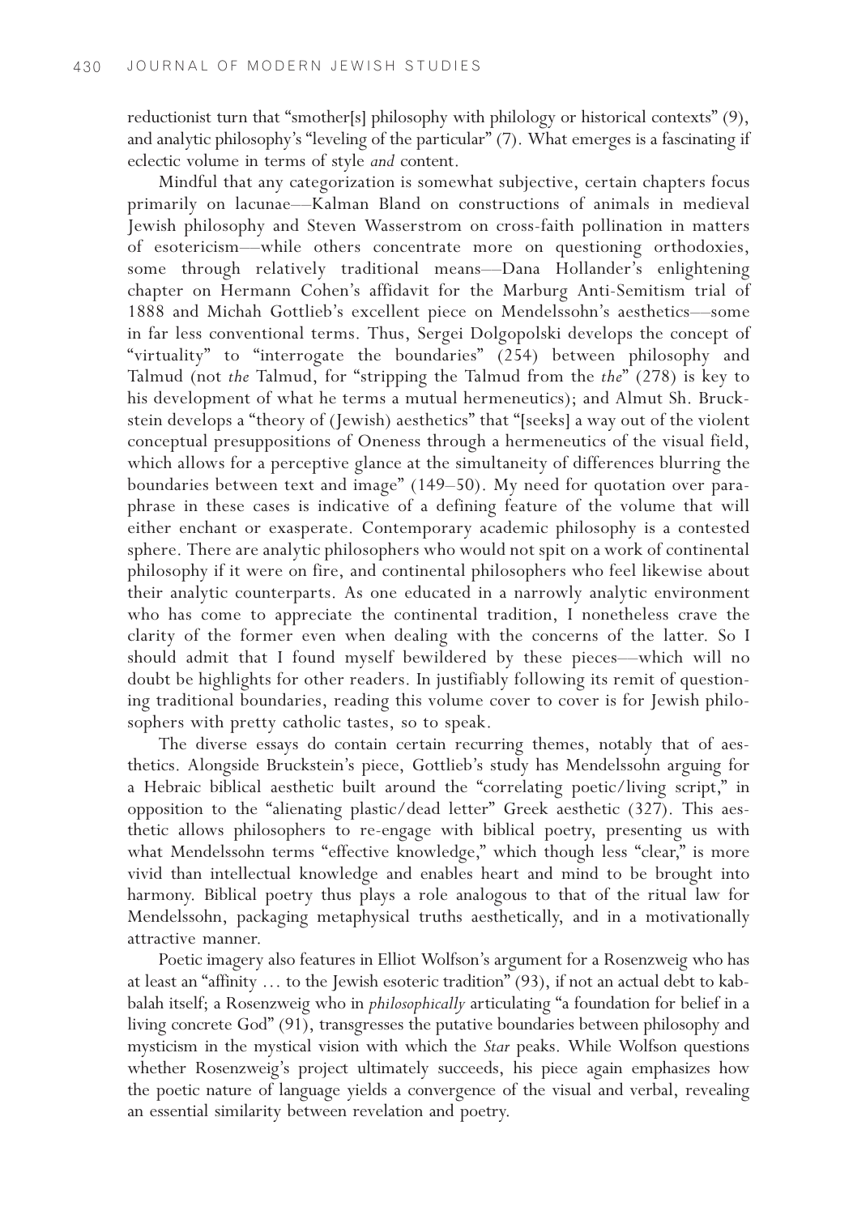reductionist turn that "smother[s] philosophy with philology or historical contexts" (9), and analytic philosophy's "leveling of the particular" (7). What emerges is a fascinating if eclectic volume in terms of style *and* content.

Mindful that any categorization is somewhat subjective, certain chapters focus primarily on lacunae—Kalman Bland on constructions of animals in medieval Jewish philosophy and Steven Wasserstrom on cross-faith pollination in matters of esotericism—while others concentrate more on questioning orthodoxies, some through relatively traditional means—Dana Hollander's enlightening chapter on Hermann Cohen's affidavit for the Marburg Anti-Semitism trial of 1888 and Michah Gottlieb's excellent piece on Mendelssohn's aesthetics—some in far less conventional terms. Thus, Sergei Dolgopolski develops the concept of "virtuality" to "interrogate the boundaries" (254) between philosophy and Talmud (not *the* Talmud, for "stripping the Talmud from the *the*" (278) is key to his development of what he terms a mutual hermeneutics); and Almut Sh. Bruckstein develops a "theory of (Jewish) aesthetics" that "[seeks] a way out of the violent conceptual presuppositions of Oneness through a hermeneutics of the visual field, which allows for a perceptive glance at the simultaneity of differences blurring the boundaries between text and image" (149–50). My need for quotation over paraphrase in these cases is indicative of a defining feature of the volume that will either enchant or exasperate. Contemporary academic philosophy is a contested sphere. There are analytic philosophers who would not spit on a work of continental philosophy if it were on fire, and continental philosophers who feel likewise about their analytic counterparts. As one educated in a narrowly analytic environment who has come to appreciate the continental tradition, I nonetheless crave the clarity of the former even when dealing with the concerns of the latter. So I should admit that I found myself bewildered by these pieces—which will no doubt be highlights for other readers. In justifiably following its remit of questioning traditional boundaries, reading this volume cover to cover is for Jewish philosophers with pretty catholic tastes, so to speak.

The diverse essays do contain certain recurring themes, notably that of aesthetics. Alongside Bruckstein's piece, Gottlieb's study has Mendelssohn arguing for a Hebraic biblical aesthetic built around the "correlating poetic/living script," in opposition to the "alienating plastic/dead letter" Greek aesthetic (327). This aesthetic allows philosophers to re-engage with biblical poetry, presenting us with what Mendelssohn terms "effective knowledge," which though less "clear," is more vivid than intellectual knowledge and enables heart and mind to be brought into harmony. Biblical poetry thus plays a role analogous to that of the ritual law for Mendelssohn, packaging metaphysical truths aesthetically, and in a motivationally attractive manner.

Poetic imagery also features in Elliot Wolfson's argument for a Rosenzweig who has at least an "affinity … to the Jewish esoteric tradition" (93), if not an actual debt to kabbalah itself; a Rosenzweig who in *philosophically* articulating "a foundation for belief in a living concrete God" (91), transgresses the putative boundaries between philosophy and mysticism in the mystical vision with which the *Star* peaks. While Wolfson questions whether Rosenzweig's project ultimately succeeds, his piece again emphasizes how the poetic nature of language yields a convergence of the visual and verbal, revealing an essential similarity between revelation and poetry.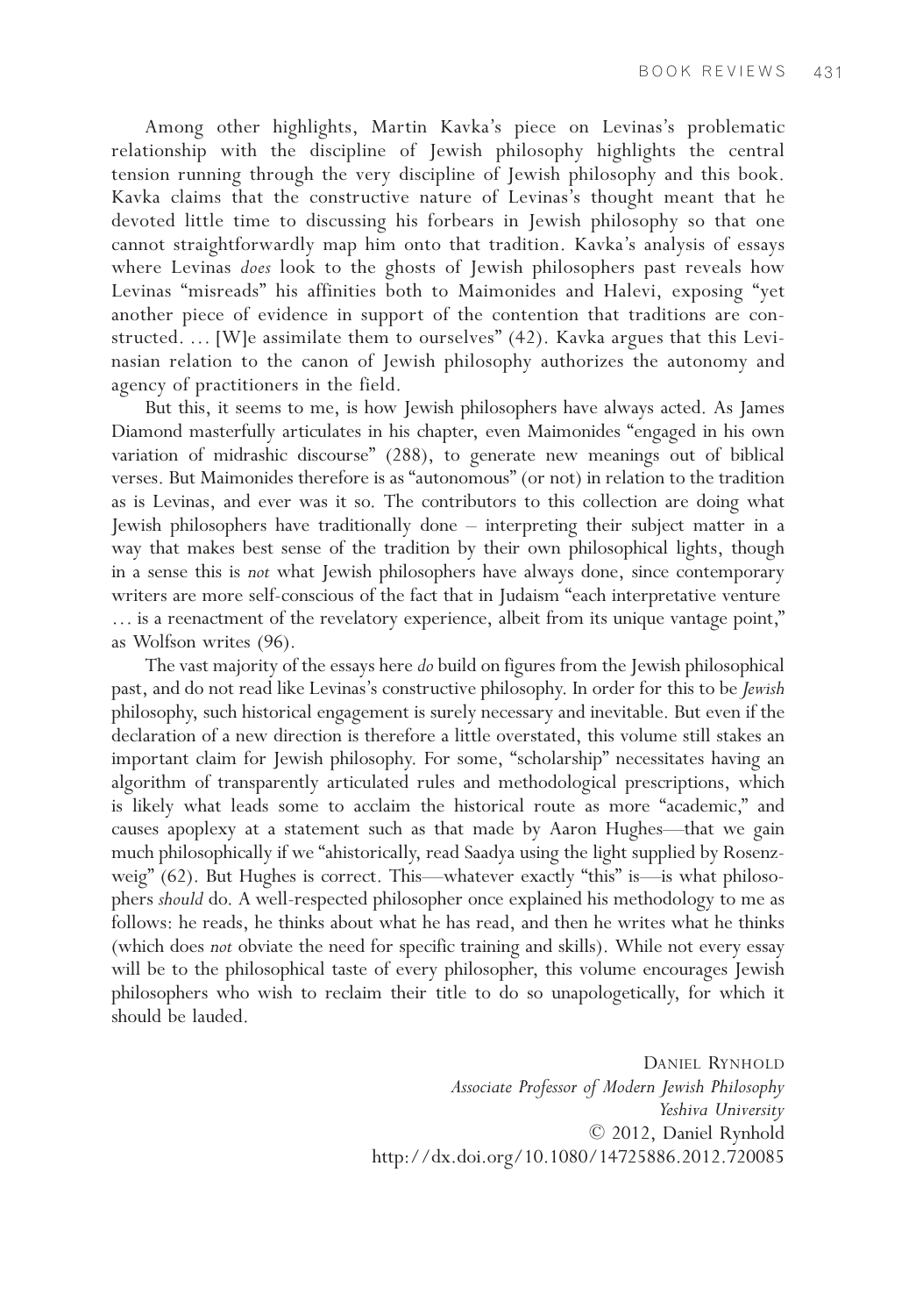Among other highlights, Martin Kavka's piece on Levinas's problematic relationship with the discipline of Jewish philosophy highlights the central tension running through the very discipline of Jewish philosophy and this book. Kavka claims that the constructive nature of Levinas's thought meant that he devoted little time to discussing his forbears in Jewish philosophy so that one cannot straightforwardly map him onto that tradition. Kavka's analysis of essays where Levinas *does* look to the ghosts of Jewish philosophers past reveals how Levinas "misreads" his affinities both to Maimonides and Halevi, exposing "yet another piece of evidence in support of the contention that traditions are constructed. ... [W]e assimilate them to ourselves" (42). Kavka argues that this Levinasian relation to the canon of Jewish philosophy authorizes the autonomy and agency of practitioners in the field.

But this, it seems to me, is how Jewish philosophers have always acted. As James Diamond masterfully articulates in his chapter, even Maimonides "engaged in his own variation of midrashic discourse" (288), to generate new meanings out of biblical verses. But Maimonides therefore is as "autonomous" (or not) in relation to the tradition as is Levinas, and ever was it so. The contributors to this collection are doing what Jewish philosophers have traditionally done – interpreting their subject matter in a way that makes best sense of the tradition by their own philosophical lights, though in a sense this is *not* what Jewish philosophers have always done, since contemporary writers are more self-conscious of the fact that in Judaism "each interpretative venture ... is a reenactment of the revelatory experience, albeit from its unique vantage point," as Wolfson writes (96).

The vast majority of the essays here *do* build on figures from the Jewish philosophical past, and do not read like Levinas's constructive philosophy. In order for this to be *Jewish* philosophy, such historical engagement is surely necessary and inevitable. But even if the declaration of a new direction is therefore a little overstated, this volume still stakes an important claim for Jewish philosophy. For some, "scholarship" necessitates having an algorithm of transparently articulated rules and methodological prescriptions, which is likely what leads some to acclaim the historical route as more "academic," and causes apoplexy at a statement such as that made by Aaron Hughes—that we gain much philosophically if we "ahistorically, read Saadya using the light supplied by Rosenzweig" (62). But Hughes is correct. This—whatever exactly "this" is—is what philosophers *should* do. A well-respected philosopher once explained his methodology to me as follows: he reads, he thinks about what he has read, and then he writes what he thinks (which does *not* obviate the need for specific training and skills). While not every essay will be to the philosophical taste of every philosopher, this volume encourages Jewish philosophers who wish to reclaim their title to do so unapologetically, for which it should be lauded.

Daniel Rynhold  
*Associate Professor of Modern Jewish Philosophy*  
*Yeshiva University*  
© 2012, Daniel Rynhold  
http://dx.doi.org/10.1080/14725886.2012.720085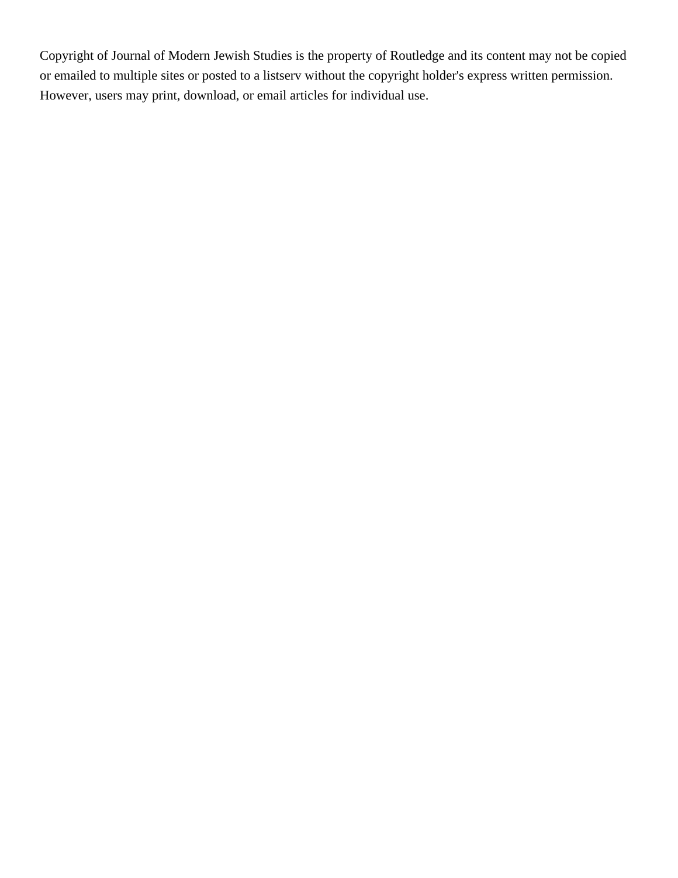Copyright of Journal of Modern Jewish Studies is the property of Routledge and its content may not be copied or emailed to multiple sites or posted to a listserv without the copyright holder's express written permission. However, users may print, download, or email articles for individual use.